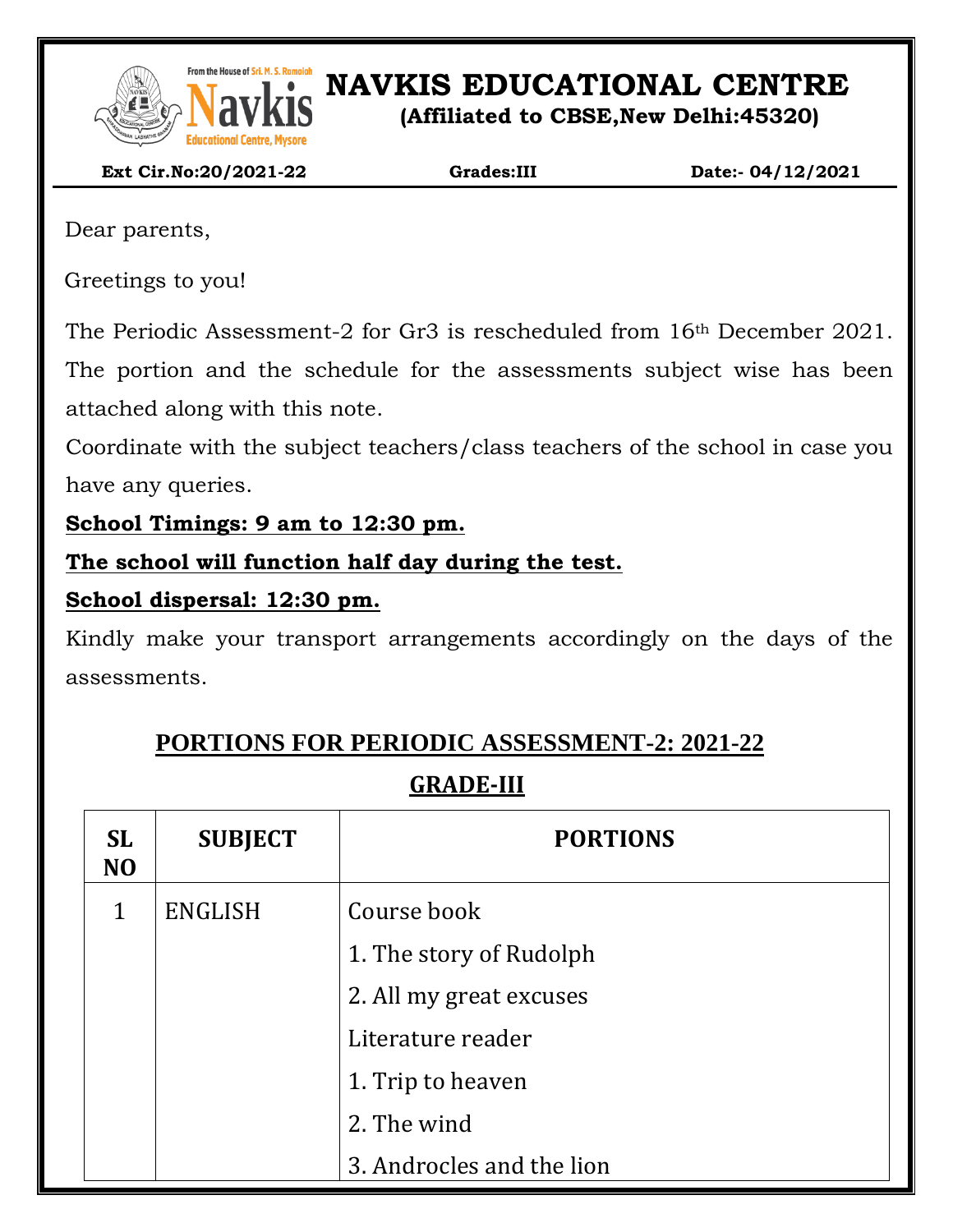# NAVKIS EDUCATIONAL CENTRE

**(Affiliated to CBSE,New Delhi:45320)**

**Ext Cir.No:20/2021-22** **Grades:III** **Date:- 04/12/2021**

Dear parents,

Greetings to you!

The Periodic Assessment-2 for Gr3 is rescheduled from 16th December 2021. The portion and the schedule for the assessments subject wise has been attached along with this note.

Coordinate with the subject teachers/class teachers of the school in case you have any queries.

**School Timings: 9 am to 12:30 pm.**

**The school will function half day during the test.**

**School dispersal: 12:30 pm.**

Kindly make your transport arrangements accordingly on the days of the assessments.

## PORTIONS FOR PERIODIC ASSESSMENT-2: 2021-22

## GRADE-III

| SL NO | SUBJECT | PORTIONS |
|---|---|---|
| 1 | ENGLISH | Course book<br>1. The story of Rudolph<br>2. All my great excuses<br>Literature reader<br>1. Trip to heaven<br>2. The wind<br>3. Androcles and the lion |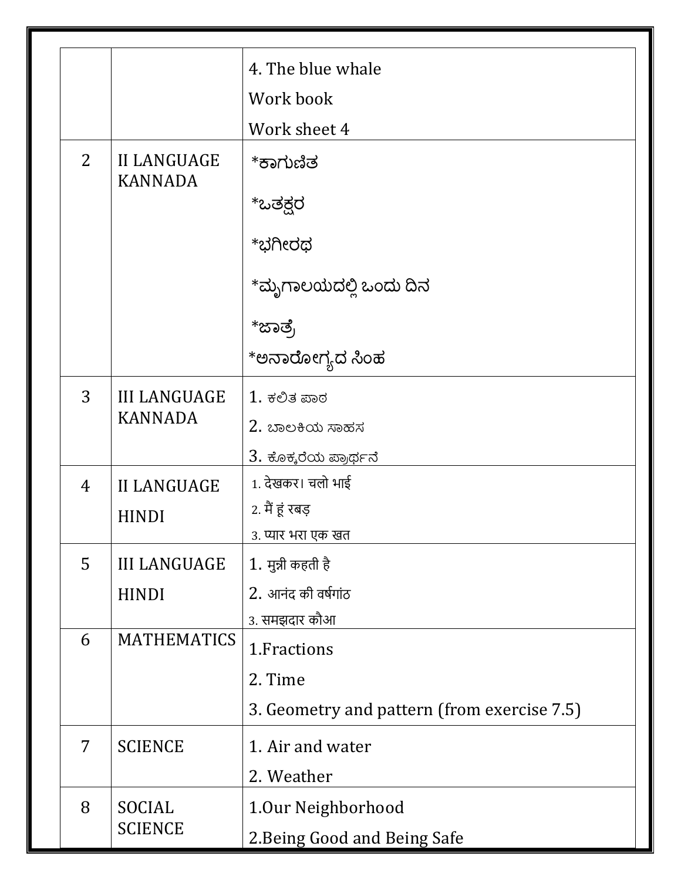| | | |
|---|---|---|
| | | 4. The blue whale<br>Work book<br>Work sheet 4 |
| 2 | II LANGUAGE KANNADA | *ಕಾಗುಣಿತ<br>*ಒತಕ್ಷರ<br>*ಭಗೀರಥ<br>*ಮೃಗಾಲಯದಲ್ಲಿ ಒಂದು ದಿನ<br>*ಜಾತ್ರೆ<br>*ಅನಾರೋಗ್ಯದ ಸಿಂಹ |
| 3 | III LANGUAGE KANNADA | 1. ಕಲಿತ ಪಾಠ<br>2. ಬಾಲಕಿಯ ಸಾಹಸ<br>3. ಕೊಕ್ಕರೆಯ ಪ್ರಾರ್ಥನೆ |
| 4 | II LANGUAGE HINDI | 1. देखकर। चलो भाई<br>2. मैं हूं रबड़<br>3. प्यार भरा एक खत |
| 5 | III LANGUAGE HINDI | 1. मुन्नी कहती है<br>2. आनंद की वर्षगांठ<br>3. समझदार कौआ |
| 6 | MATHEMATICS | 1.Fractions<br>2. Time<br>3. Geometry and pattern (from exercise 7.5) |
| 7 | SCIENCE | 1. Air and water<br>2. Weather |
| 8 | SOCIAL SCIENCE | 1.Our Neighborhood<br>2.Being Good and Being Safe |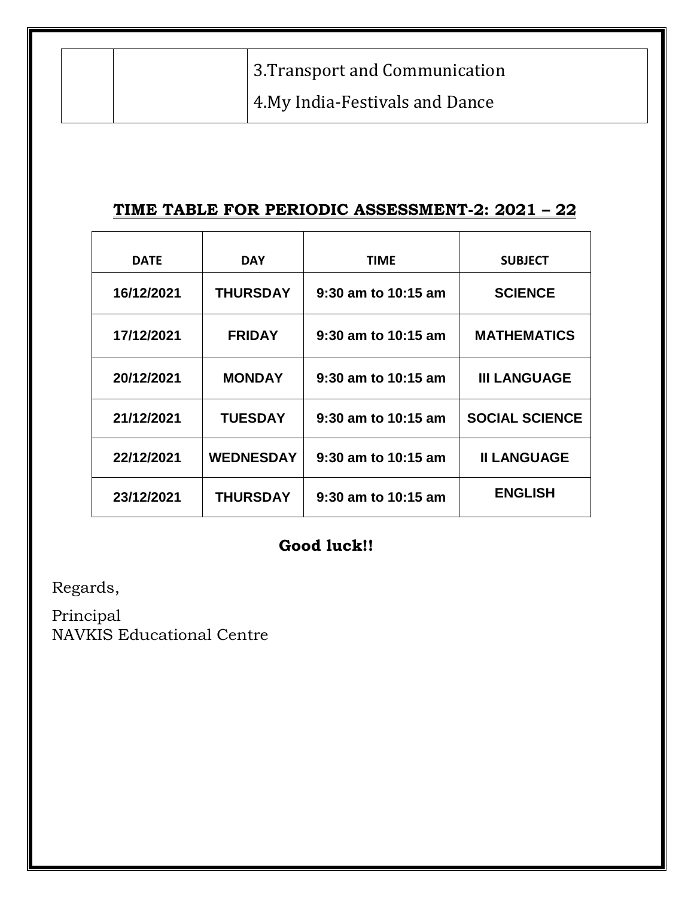| | | |
|---|---|---|
| | | 3.Transport and Communication<br>4.My India-Festivals and Dance |

## TIME TABLE FOR PERIODIC ASSESSMENT-2: 2021 – 22

| DATE | DAY | TIME | SUBJECT |
|---|---|---|---|
| 16/12/2021 | THURSDAY | 9:30 am to 10:15 am | SCIENCE |
| 17/12/2021 | FRIDAY | 9:30 am to 10:15 am | MATHEMATICS |
| 20/12/2021 | MONDAY | 9:30 am to 10:15 am | III LANGUAGE |
| 21/12/2021 | TUESDAY | 9:30 am to 10:15 am | SOCIAL SCIENCE |
| 22/12/2021 | WEDNESDAY | 9:30 am to 10:15 am | II LANGUAGE |
| 23/12/2021 | THURSDAY | 9:30 am to 10:15 am | ENGLISH |

**Good luck!!**

Regards,

Principal
NAVKIS Educational Centre